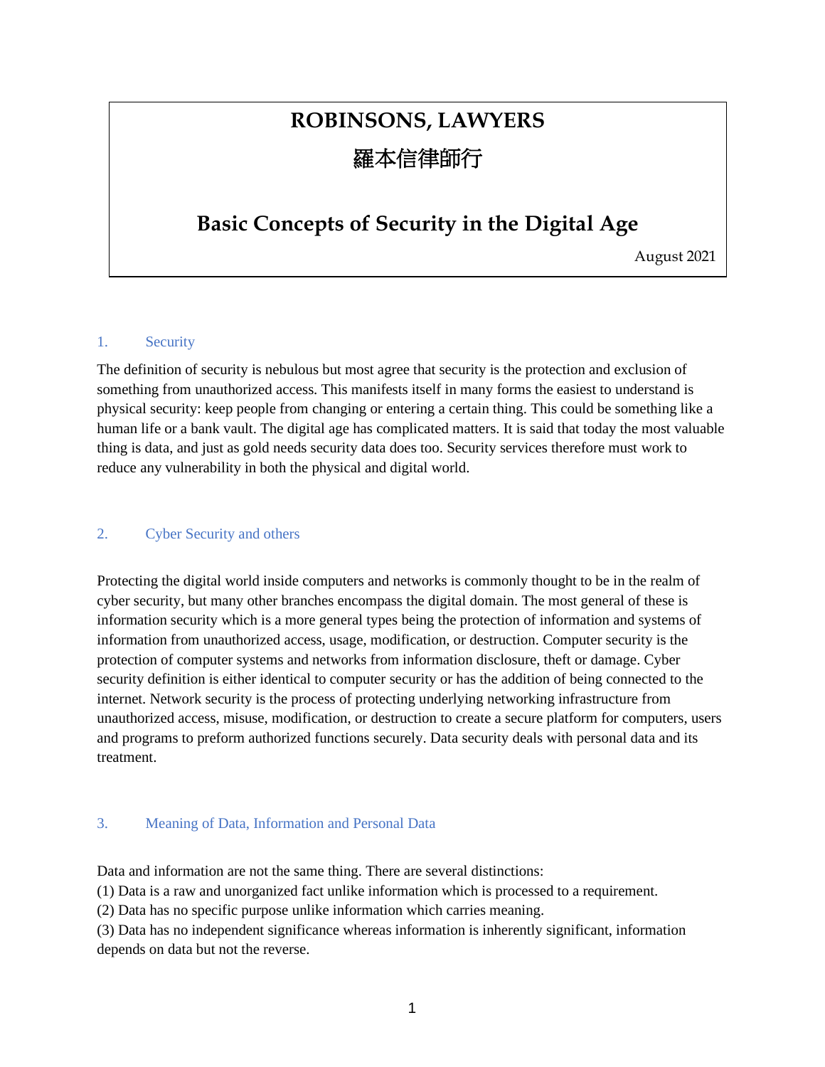# ROBINSONS, LAWYERS

# 羅本信律師行

## Basic Concepts of Security in the Digital Age

August 2021

### 1. Security

The definition of security is nebulous but most agree that security is the protection and exclusion of something from unauthorized access. This manifests itself in many forms the easiest to understand is physical security: keep people from changing or entering a certain thing. This could be something like a human life or a bank vault. The digital age has complicated matters. It is said that today the most valuable thing is data, and just as gold needs security data does too. Security services therefore must work to reduce any vulnerability in both the physical and digital world.

### 2. Cyber Security and others

Protecting the digital world inside computers and networks is commonly thought to be in the realm of cyber security, but many other branches encompass the digital domain. The most general of these is information security which is a more general types being the protection of information and systems of information from unauthorized access, usage, modification, or destruction. Computer security is the protection of computer systems and networks from information disclosure, theft or damage. Cyber security definition is either identical to computer security or has the addition of being connected to the internet. Network security is the process of protecting underlying networking infrastructure from unauthorized access, misuse, modification, or destruction to create a secure platform for computers, users and programs to preform authorized functions securely. Data security deals with personal data and its treatment.

### 3. Meaning of Data, Information and Personal Data

Data and information are not the same thing. There are several distinctions:
(1) Data is a raw and unorganized fact unlike information which is processed to a requirement.
(2) Data has no specific purpose unlike information which carries meaning.
(3) Data has no independent significance whereas information is inherently significant, information depends on data but not the reverse.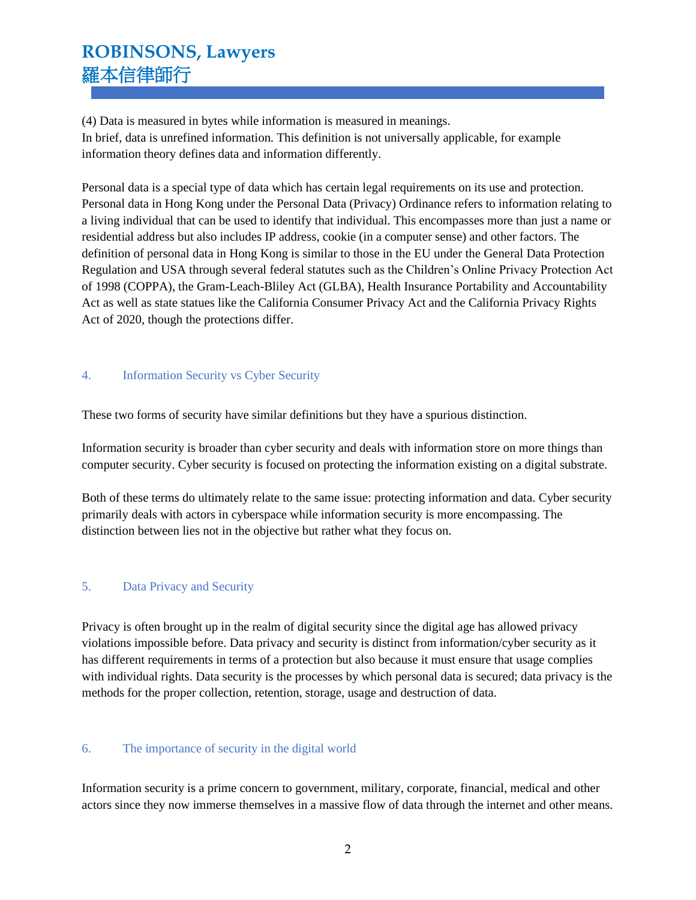(4) Data is measured in bytes while information is measured in meanings.
In brief, data is unrefined information. This definition is not universally applicable, for example information theory defines data and information differently.

Personal data is a special type of data which has certain legal requirements on its use and protection. Personal data in Hong Kong under the Personal Data (Privacy) Ordinance refers to information relating to a living individual that can be used to identify that individual. This encompasses more than just a name or residential address but also includes IP address, cookie (in a computer sense) and other factors. The definition of personal data in Hong Kong is similar to those in the EU under the General Data Protection Regulation and USA through several federal statutes such as the Children's Online Privacy Protection Act of 1998 (COPPA), the Gram-Leach-Bliley Act (GLBA), Health Insurance Portability and Accountability Act as well as state statues like the California Consumer Privacy Act and the California Privacy Rights Act of 2020, though the protections differ.

## 4. Information Security vs Cyber Security

These two forms of security have similar definitions but they have a spurious distinction.

Information security is broader than cyber security and deals with information store on more things than computer security. Cyber security is focused on protecting the information existing on a digital substrate.

Both of these terms do ultimately relate to the same issue: protecting information and data. Cyber security primarily deals with actors in cyberspace while information security is more encompassing. The distinction between lies not in the objective but rather what they focus on.

## 5. Data Privacy and Security

Privacy is often brought up in the realm of digital security since the digital age has allowed privacy violations impossible before. Data privacy and security is distinct from information/cyber security as it has different requirements in terms of a protection but also because it must ensure that usage complies with individual rights. Data security is the processes by which personal data is secured; data privacy is the methods for the proper collection, retention, storage, usage and destruction of data.

## 6. The importance of security in the digital world

Information security is a prime concern to government, military, corporate, financial, medical and other actors since they now immerse themselves in a massive flow of data through the internet and other means.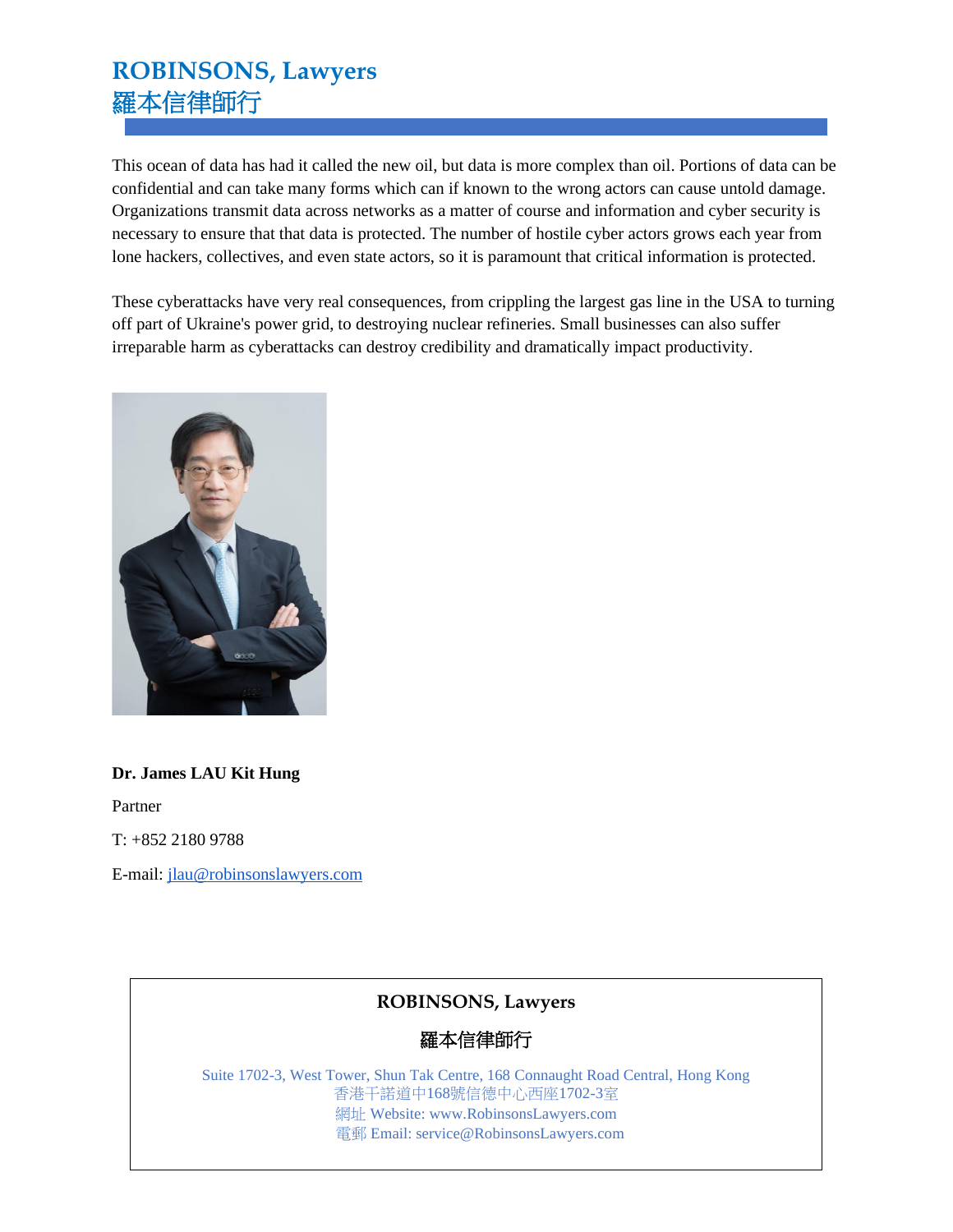This ocean of data has had it called the new oil, but data is more complex than oil. Portions of data can be confidential and can take many forms which can if known to the wrong actors can cause untold damage. Organizations transmit data across networks as a matter of course and information and cyber security is necessary to ensure that that data is protected. The number of hostile cyber actors grows each year from lone hackers, collectives, and even state actors, so it is paramount that critical information is protected.

These cyberattacks have very real consequences, from crippling the largest gas line in the USA to turning off part of Ukraine's power grid, to destroying nuclear refineries. Small businesses can also suffer irreparable harm as cyberattacks can destroy credibility and dramatically impact productivity.

**Dr. James LAU Kit Hung**

Partner

T: +852 2180 9788

E-mail: jlau@robinsonslawyers.com

**ROBINSONS, Lawyers**

羅本信律師行

Suite 1702-3, West Tower, Shun Tak Centre, 168 Connaught Road Central, Hong Kong
香港干諾道中168號信德中心西座1702-3室
網址 Website: www.RobinsonsLawyers.com
電郵 Email: service@RobinsonsLawyers.com